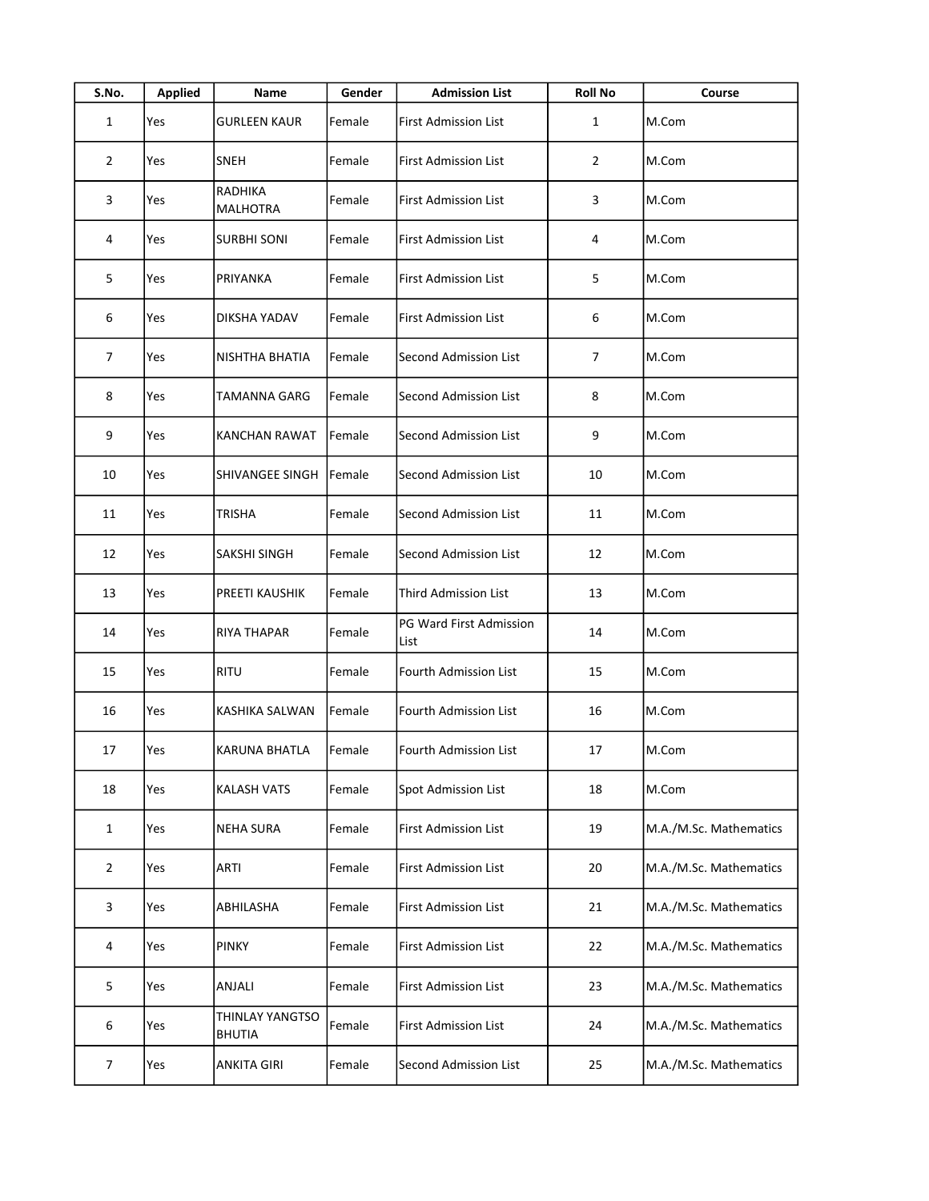| S.No. | Applied | Name | Gender | Admission List | Roll No | Course |
|---|---|---|---|---|---|---|
| 1 | Yes | GURLEEN KAUR | Female | First Admission List | 1 | M.Com |
| 2 | Yes | SNEH | Female | First Admission List | 2 | M.Com |
| 3 | Yes | RADHIKA MALHOTRA | Female | First Admission List | 3 | M.Com |
| 4 | Yes | SURBHI SONI | Female | First Admission List | 4 | M.Com |
| 5 | Yes | PRIYANKA | Female | First Admission List | 5 | M.Com |
| 6 | Yes | DIKSHA YADAV | Female | First Admission List | 6 | M.Com |
| 7 | Yes | NISHTHA BHATIA | Female | Second Admission List | 7 | M.Com |
| 8 | Yes | TAMANNA GARG | Female | Second Admission List | 8 | M.Com |
| 9 | Yes | KANCHAN RAWAT | Female | Second Admission List | 9 | M.Com |
| 10 | Yes | SHIVANGEE SINGH | Female | Second Admission List | 10 | M.Com |
| 11 | Yes | TRISHA | Female | Second Admission List | 11 | M.Com |
| 12 | Yes | SAKSHI SINGH | Female | Second Admission List | 12 | M.Com |
| 13 | Yes | PREETI KAUSHIK | Female | Third Admission List | 13 | M.Com |
| 14 | Yes | RIYA THAPAR | Female | PG Ward First Admission List | 14 | M.Com |
| 15 | Yes | RITU | Female | Fourth Admission List | 15 | M.Com |
| 16 | Yes | KASHIKA SALWAN | Female | Fourth Admission List | 16 | M.Com |
| 17 | Yes | KARUNA BHATLA | Female | Fourth Admission List | 17 | M.Com |
| 18 | Yes | KALASH VATS | Female | Spot Admission List | 18 | M.Com |
| 1 | Yes | NEHA SURA | Female | First Admission List | 19 | M.A./M.Sc. Mathematics |
| 2 | Yes | ARTI | Female | First Admission List | 20 | M.A./M.Sc. Mathematics |
| 3 | Yes | ABHILASHA | Female | First Admission List | 21 | M.A./M.Sc. Mathematics |
| 4 | Yes | PINKY | Female | First Admission List | 22 | M.A./M.Sc. Mathematics |
| 5 | Yes | ANJALI | Female | First Admission List | 23 | M.A./M.Sc. Mathematics |
| 6 | Yes | THINLAY YANGTSO BHUTIA | Female | First Admission List | 24 | M.A./M.Sc. Mathematics |
| 7 | Yes | ANKITA GIRI | Female | Second Admission List | 25 | M.A./M.Sc. Mathematics |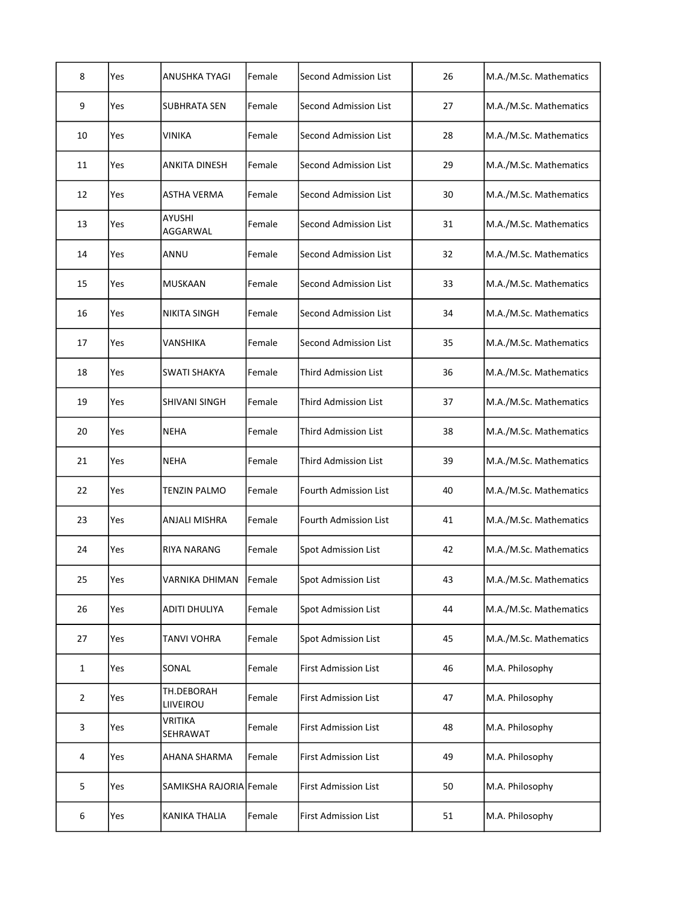| 8 | Yes | ANUSHKA TYAGI | Female | Second Admission List | 26 | M.A./M.Sc. Mathematics |
|---|---|---|---|---|---|---|
| 9 | Yes | SUBHRATA SEN | Female | Second Admission List | 27 | M.A./M.Sc. Mathematics |
| 10 | Yes | VINIKA | Female | Second Admission List | 28 | M.A./M.Sc. Mathematics |
| 11 | Yes | ANKITA DINESH | Female | Second Admission List | 29 | M.A./M.Sc. Mathematics |
| 12 | Yes | ASTHA VERMA | Female | Second Admission List | 30 | M.A./M.Sc. Mathematics |
| 13 | Yes | AYUSHI AGGARWAL | Female | Second Admission List | 31 | M.A./M.Sc. Mathematics |
| 14 | Yes | ANNU | Female | Second Admission List | 32 | M.A./M.Sc. Mathematics |
| 15 | Yes | MUSKAAN | Female | Second Admission List | 33 | M.A./M.Sc. Mathematics |
| 16 | Yes | NIKITA SINGH | Female | Second Admission List | 34 | M.A./M.Sc. Mathematics |
| 17 | Yes | VANSHIKA | Female | Second Admission List | 35 | M.A./M.Sc. Mathematics |
| 18 | Yes | SWATI SHAKYA | Female | Third Admission List | 36 | M.A./M.Sc. Mathematics |
| 19 | Yes | SHIVANI SINGH | Female | Third Admission List | 37 | M.A./M.Sc. Mathematics |
| 20 | Yes | NEHA | Female | Third Admission List | 38 | M.A./M.Sc. Mathematics |
| 21 | Yes | NEHA | Female | Third Admission List | 39 | M.A./M.Sc. Mathematics |
| 22 | Yes | TENZIN PALMO | Female | Fourth Admission List | 40 | M.A./M.Sc. Mathematics |
| 23 | Yes | ANJALI MISHRA | Female | Fourth Admission List | 41 | M.A./M.Sc. Mathematics |
| 24 | Yes | RIYA NARANG | Female | Spot Admission List | 42 | M.A./M.Sc. Mathematics |
| 25 | Yes | VARNIKA DHIMAN | Female | Spot Admission List | 43 | M.A./M.Sc. Mathematics |
| 26 | Yes | ADITI DHULIYA | Female | Spot Admission List | 44 | M.A./M.Sc. Mathematics |
| 27 | Yes | TANVI VOHRA | Female | Spot Admission List | 45 | M.A./M.Sc. Mathematics |
| 1 | Yes | SONAL | Female | First Admission List | 46 | M.A. Philosophy |
| 2 | Yes | TH.DEBORAH LIIVEIROU | Female | First Admission List | 47 | M.A. Philosophy |
| 3 | Yes | VRITIKA SEHRAWAT | Female | First Admission List | 48 | M.A. Philosophy |
| 4 | Yes | AHANA SHARMA | Female | First Admission List | 49 | M.A. Philosophy |
| 5 | Yes | SAMIKSHA RAJORIA | Female | First Admission List | 50 | M.A. Philosophy |
| 6 | Yes | KANIKA THALIA | Female | First Admission List | 51 | M.A. Philosophy |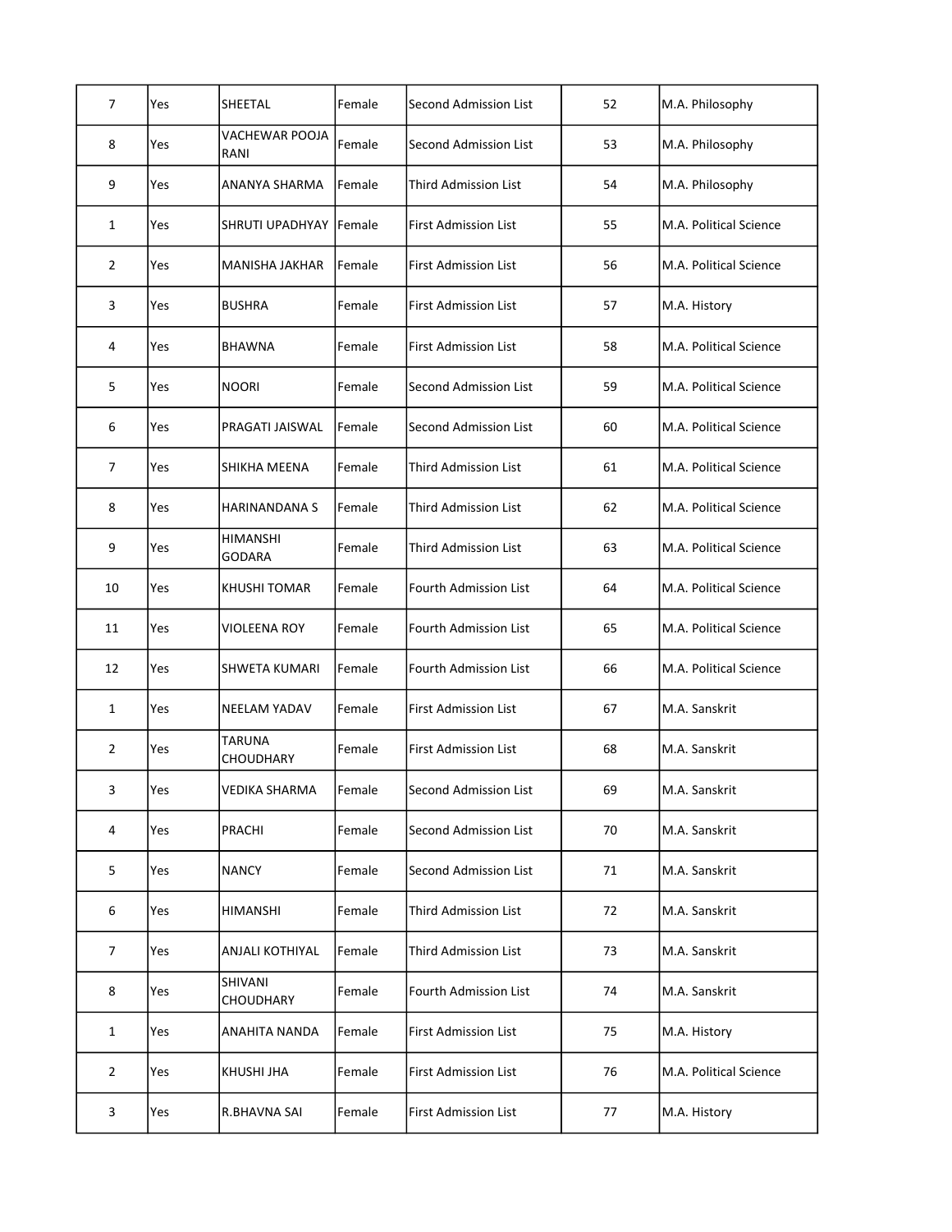| 7 | Yes | SHEETAL | Female | Second Admission List | 52 | M.A. Philosophy |
|---|---|---|---|---|---|---|
| 8 | Yes | VACHEWAR POOJA RANI | Female | Second Admission List | 53 | M.A. Philosophy |
| 9 | Yes | ANANYA SHARMA | Female | Third Admission List | 54 | M.A. Philosophy |
| 1 | Yes | SHRUTI UPADHYAY | Female | First Admission List | 55 | M.A. Political Science |
| 2 | Yes | MANISHA JAKHAR | Female | First Admission List | 56 | M.A. Political Science |
| 3 | Yes | BUSHRA | Female | First Admission List | 57 | M.A. History |
| 4 | Yes | BHAWNA | Female | First Admission List | 58 | M.A. Political Science |
| 5 | Yes | NOORI | Female | Second Admission List | 59 | M.A. Political Science |
| 6 | Yes | PRAGATI JAISWAL | Female | Second Admission List | 60 | M.A. Political Science |
| 7 | Yes | SHIKHA MEENA | Female | Third Admission List | 61 | M.A. Political Science |
| 8 | Yes | HARINANDANA S | Female | Third Admission List | 62 | M.A. Political Science |
| 9 | Yes | HIMANSHI GODARA | Female | Third Admission List | 63 | M.A. Political Science |
| 10 | Yes | KHUSHI TOMAR | Female | Fourth Admission List | 64 | M.A. Political Science |
| 11 | Yes | VIOLEENA ROY | Female | Fourth Admission List | 65 | M.A. Political Science |
| 12 | Yes | SHWETA KUMARI | Female | Fourth Admission List | 66 | M.A. Political Science |
| 1 | Yes | NEELAM YADAV | Female | First Admission List | 67 | M.A. Sanskrit |
| 2 | Yes | TARUNA CHOUDHARY | Female | First Admission List | 68 | M.A. Sanskrit |
| 3 | Yes | VEDIKA SHARMA | Female | Second Admission List | 69 | M.A. Sanskrit |
| 4 | Yes | PRACHI | Female | Second Admission List | 70 | M.A. Sanskrit |
| 5 | Yes | NANCY | Female | Second Admission List | 71 | M.A. Sanskrit |
| 6 | Yes | HIMANSHI | Female | Third Admission List | 72 | M.A. Sanskrit |
| 7 | Yes | ANJALI KOTHIYAL | Female | Third Admission List | 73 | M.A. Sanskrit |
| 8 | Yes | SHIVANI CHOUDHARY | Female | Fourth Admission List | 74 | M.A. Sanskrit |
| 1 | Yes | ANAHITA NANDA | Female | First Admission List | 75 | M.A. History |
| 2 | Yes | KHUSHI JHA | Female | First Admission List | 76 | M.A. Political Science |
| 3 | Yes | R.BHAVNA SAI | Female | First Admission List | 77 | M.A. History |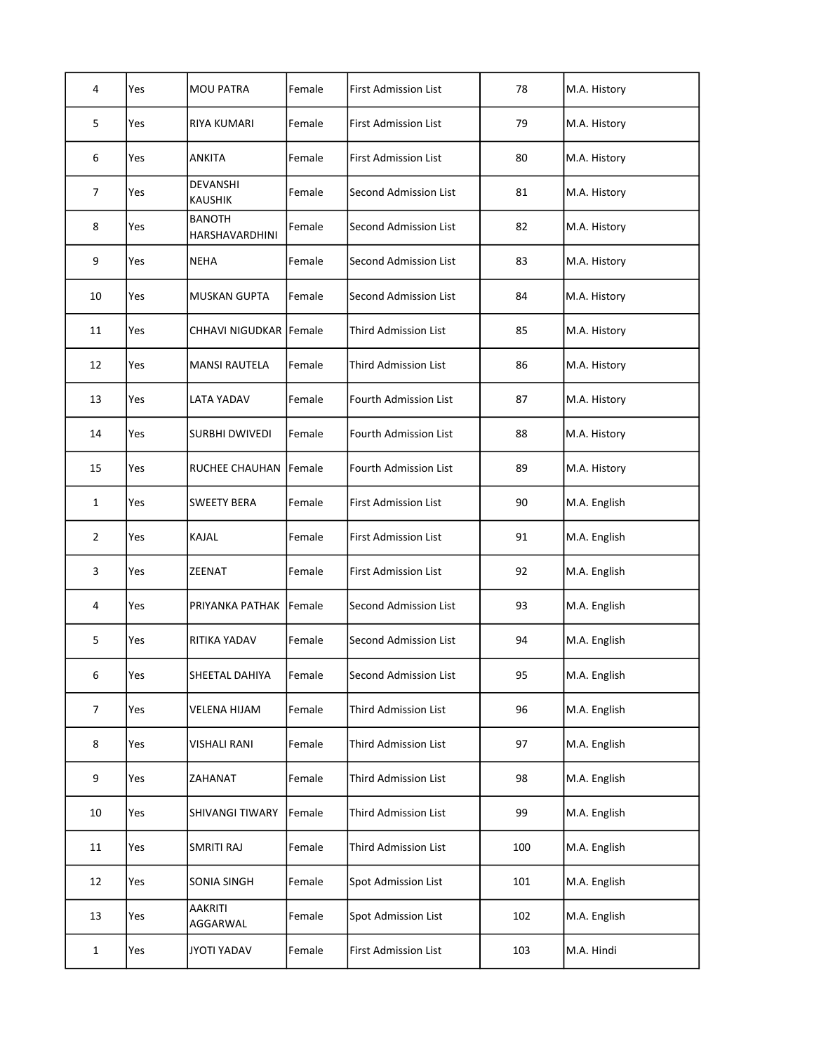| | | | | | | |
|---|---|---|---|---|---|---|
| 4 | Yes | MOU PATRA | Female | First Admission List | 78 | M.A. History |
| 5 | Yes | RIYA KUMARI | Female | First Admission List | 79 | M.A. History |
| 6 | Yes | ANKITA | Female | First Admission List | 80 | M.A. History |
| 7 | Yes | DEVANSHI KAUSHIK | Female | Second Admission List | 81 | M.A. History |
| 8 | Yes | BANOTH HARSHAVARDHINI | Female | Second Admission List | 82 | M.A. History |
| 9 | Yes | NEHA | Female | Second Admission List | 83 | M.A. History |
| 10 | Yes | MUSKAN GUPTA | Female | Second Admission List | 84 | M.A. History |
| 11 | Yes | CHHAVI NIGUDKAR | Female | Third Admission List | 85 | M.A. History |
| 12 | Yes | MANSI RAUTELA | Female | Third Admission List | 86 | M.A. History |
| 13 | Yes | LATA YADAV | Female | Fourth Admission List | 87 | M.A. History |
| 14 | Yes | SURBHI DWIVEDI | Female | Fourth Admission List | 88 | M.A. History |
| 15 | Yes | RUCHEE CHAUHAN | Female | Fourth Admission List | 89 | M.A. History |
| 1 | Yes | SWEETY BERA | Female | First Admission List | 90 | M.A. English |
| 2 | Yes | KAJAL | Female | First Admission List | 91 | M.A. English |
| 3 | Yes | ZEENAT | Female | First Admission List | 92 | M.A. English |
| 4 | Yes | PRIYANKA PATHAK | Female | Second Admission List | 93 | M.A. English |
| 5 | Yes | RITIKA YADAV | Female | Second Admission List | 94 | M.A. English |
| 6 | Yes | SHEETAL DAHIYA | Female | Second Admission List | 95 | M.A. English |
| 7 | Yes | VELENA HIJAM | Female | Third Admission List | 96 | M.A. English |
| 8 | Yes | VISHALI RANI | Female | Third Admission List | 97 | M.A. English |
| 9 | Yes | ZAHANAT | Female | Third Admission List | 98 | M.A. English |
| 10 | Yes | SHIVANGI TIWARY | Female | Third Admission List | 99 | M.A. English |
| 11 | Yes | SMRITI RAJ | Female | Third Admission List | 100 | M.A. English |
| 12 | Yes | SONIA SINGH | Female | Spot Admission List | 101 | M.A. English |
| 13 | Yes | AAKRITI AGGARWAL | Female | Spot Admission List | 102 | M.A. English |
| 1 | Yes | JYOTI YADAV | Female | First Admission List | 103 | M.A. Hindi |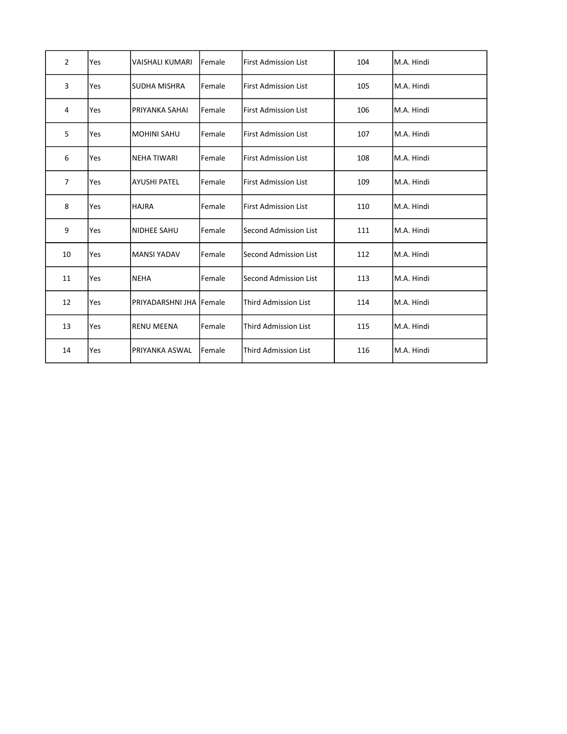| | | | | | | |
|---|---|---|---|---|---|---|
| 2 | Yes | VAISHALI KUMARI | Female | First Admission List | 104 | M.A. Hindi |
| 3 | Yes | SUDHA MISHRA | Female | First Admission List | 105 | M.A. Hindi |
| 4 | Yes | PRIYANKA SAHAI | Female | First Admission List | 106 | M.A. Hindi |
| 5 | Yes | MOHINI SAHU | Female | First Admission List | 107 | M.A. Hindi |
| 6 | Yes | NEHA TIWARI | Female | First Admission List | 108 | M.A. Hindi |
| 7 | Yes | AYUSHI PATEL | Female | First Admission List | 109 | M.A. Hindi |
| 8 | Yes | HAJRA | Female | First Admission List | 110 | M.A. Hindi |
| 9 | Yes | NIDHEE SAHU | Female | Second Admission List | 111 | M.A. Hindi |
| 10 | Yes | MANSI YADAV | Female | Second Admission List | 112 | M.A. Hindi |
| 11 | Yes | NEHA | Female | Second Admission List | 113 | M.A. Hindi |
| 12 | Yes | PRIYADARSHNI JHA | Female | Third Admission List | 114 | M.A. Hindi |
| 13 | Yes | RENU MEENA | Female | Third Admission List | 115 | M.A. Hindi |
| 14 | Yes | PRIYANKA ASWAL | Female | Third Admission List | 116 | M.A. Hindi |